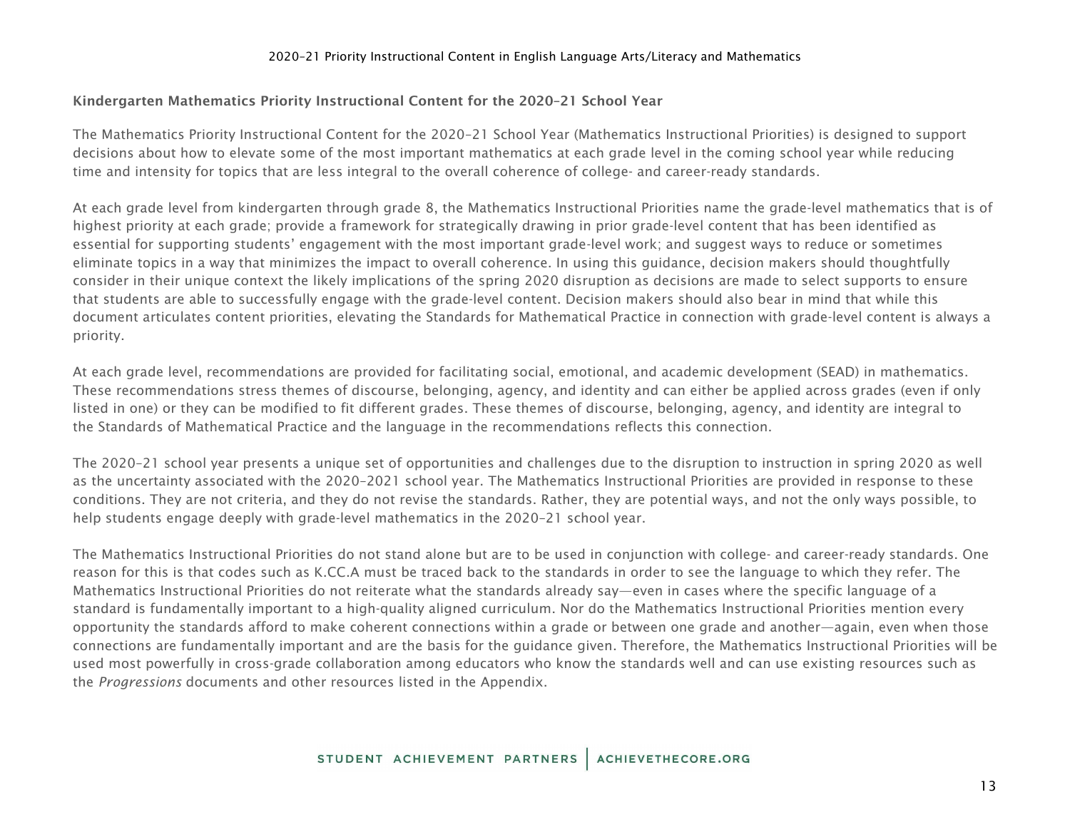## Kindergarten Mathematics Priority Instructional Content for the 2020–21 School Year

The Mathematics Priority Instructional Content for the 2020–21 School Year (Mathematics Instructional Priorities) is designed to support decisions about how to elevate some of the most important mathematics at each grade level in the coming school year while reducing time and intensity for topics that are less integral to the overall coherence of college- and career-ready standards.

At each grade level from kindergarten through grade 8, the Mathematics Instructional Priorities name the grade-level mathematics that is of highest priority at each grade; provide a framework for strategically drawing in prior grade-level content that has been identified as essential for supporting students' engagement with the most important grade-level work; and suggest ways to reduce or sometimes eliminate topics in a way that minimizes the impact to overall coherence. In using this guidance, decision makers should thoughtfully consider in their unique context the likely implications of the spring 2020 disruption as decisions are made to select supports to ensure that students are able to successfully engage with the grade-level content. Decision makers should also bear in mind that while this document articulates content priorities, elevating the Standards for Mathematical Practice in connection with grade-level content is always a priority.

At each grade level, recommendations are provided for facilitating social, emotional, and academic development (SEAD) in mathematics. These recommendations stress themes of discourse, belonging, agency, and identity and can either be applied across grades (even if only listed in one) or they can be modified to fit different grades. These themes of discourse, belonging, agency, and identity are integral to the Standards of Mathematical Practice and the language in the recommendations reflects this connection.

The 2020–21 school year presents a unique set of opportunities and challenges due to the disruption to instruction in spring 2020 as well as the uncertainty associated with the 2020–2021 school year. The Mathematics Instructional Priorities are provided in response to these conditions. They are not criteria, and they do not revise the standards. Rather, they are potential ways, and not the only ways possible, to help students engage deeply with grade-level mathematics in the 2020–21 school year.

The Mathematics Instructional Priorities do not stand alone but are to be used in conjunction with college- and career-ready standards. One reason for this is that codes such as K.CC.A must be traced back to the standards in order to see the language to which they refer. The Mathematics Instructional Priorities do not reiterate what the standards already say—even in cases where the specific language of a standard is fundamentally important to a high-quality aligned curriculum. Nor do the Mathematics Instructional Priorities mention every opportunity the standards afford to make coherent connections within a grade or between one grade and another—again, even when those connections are fundamentally important and are the basis for the guidance given. Therefore, the Mathematics Instructional Priorities will be used most powerfully in cross-grade collaboration among educators who know the standards well and can use existing resources such as the *Progressions* documents and other resources listed in the Appendix.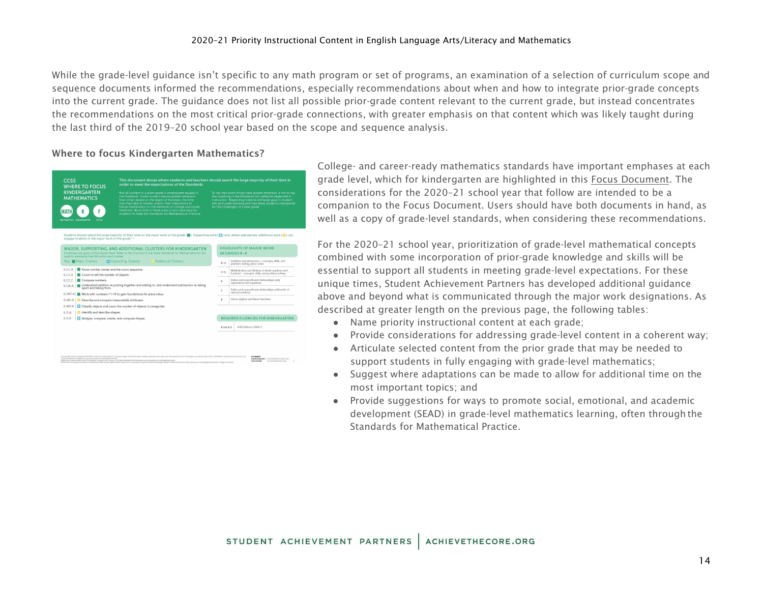While the grade-level guidance isn't specific to any math program or set of programs, an examination of a selection of curriculum scope and sequence documents informed the recommendations, especially recommendations about when and how to integrate prior-grade concepts into the current grade. The guidance does not list all possible prior-grade content relevant to the current grade, but instead concentrates the recommendations on the most critical prior-grade connections, with greater emphasis on that content which was likely taught during the last third of the 2019–20 school year based on the scope and sequence analysis.

### Where to focus Kindergarten Mathematics?

College- and career-ready mathematics standards have important emphases at each grade level, which for kindergarten are highlighted in this Focus Document. The considerations for the 2020–21 school year that follow are intended to be a companion to the Focus Document. Users should have both documents in hand, as well as a copy of grade-level standards, when considering these recommendations.

For the 2020–21 school year, prioritization of grade-level mathematical concepts combined with some incorporation of prior-grade knowledge and skills will be essential to support all students in meeting grade-level expectations. For these unique times, Student Achievement Partners has developed additional guidance above and beyond what is communicated through the major work designations. As described at greater length on the previous page, the following tables:

- Name priority instructional content at each grade;
- Provide considerations for addressing grade-level content in a coherent way;
- Articulate selected content from the prior grade that may be needed to support students in fully engaging with grade-level mathematics;
- Suggest where adaptations can be made to allow for additional time on the most important topics; and
- Provide suggestions for ways to promote social, emotional, and academic development (SEAD) in grade-level mathematics learning, often through the Standards for Mathematical Practice.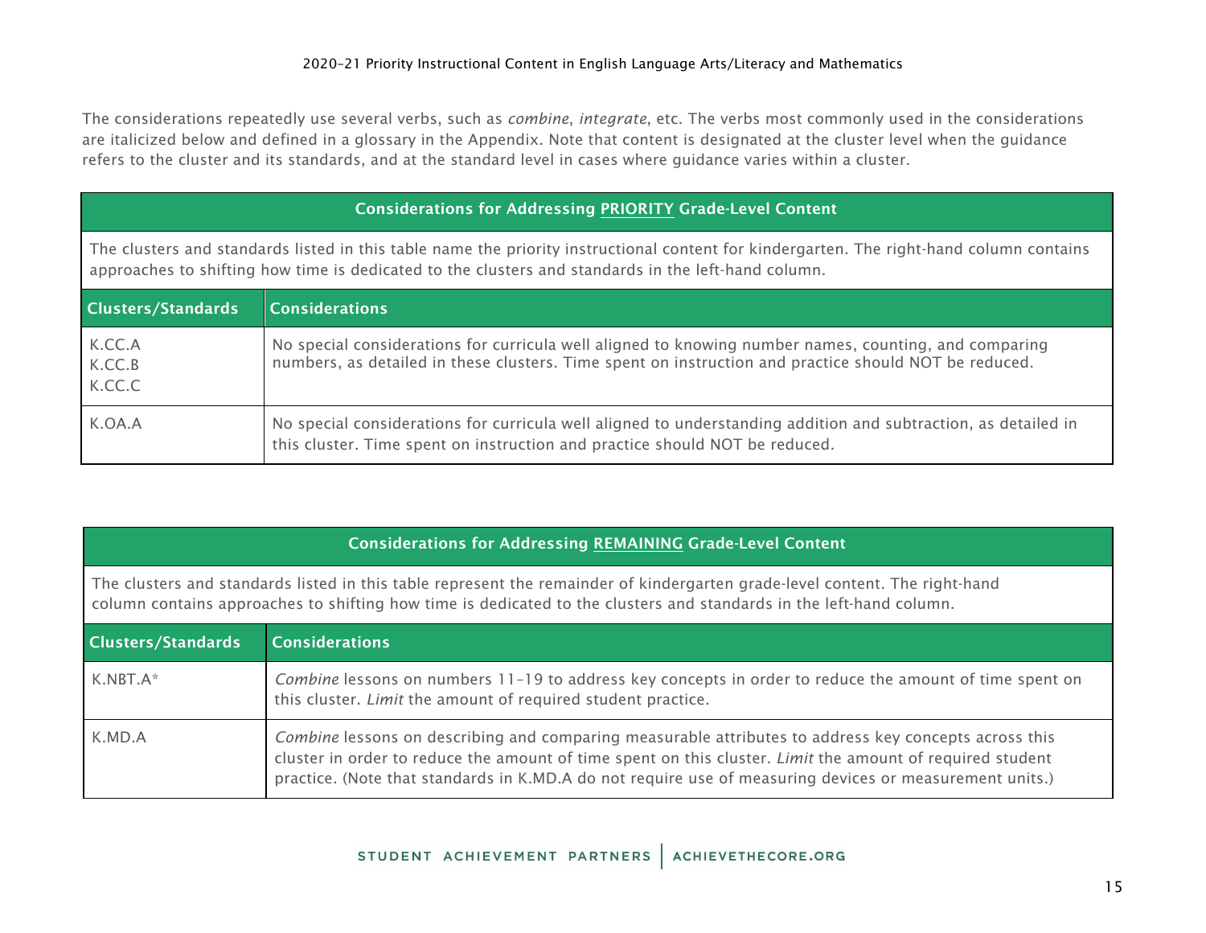The considerations repeatedly use several verbs, such as *combine*, *integrate*, etc. The verbs most commonly used in the considerations are italicized below and defined in a glossary in the Appendix. Note that content is designated at the cluster level when the guidance refers to the cluster and its standards, and at the standard level in cases where guidance varies within a cluster.

| **Considerations for Addressing PRIORITY Grade-Level Content** | |
|---|---|
| The clusters and standards listed in this table name the priority instructional content for kindergarten. The right-hand column contains approaches to shifting how time is dedicated to the clusters and standards in the left-hand column. | |
| **Clusters/Standards** | **Considerations** |
| K.CC.A<br>K.CC.B<br>K.CC.C | No special considerations for curricula well aligned to knowing number names, counting, and comparing numbers, as detailed in these clusters. Time spent on instruction and practice should NOT be reduced. |
| K.OA.A | No special considerations for curricula well aligned to understanding addition and subtraction, as detailed in this cluster. Time spent on instruction and practice should NOT be reduced. |

| **Considerations for Addressing REMAINING Grade-Level Content** | |
|---|---|
| The clusters and standards listed in this table represent the remainder of kindergarten grade-level content. The right-hand column contains approaches to shifting how time is dedicated to the clusters and standards in the left-hand column. | |
| **Clusters/Standards** | **Considerations** |
| K.NBT.A* | *Combine* lessons on numbers 11–19 to address key concepts in order to reduce the amount of time spent on this cluster. *Limit* the amount of required student practice. |
| K.MD.A | *Combine* lessons on describing and comparing measurable attributes to address key concepts across this cluster in order to reduce the amount of time spent on this cluster. *Limit* the amount of required student practice. (Note that standards in K.MD.A do not require use of measuring devices or measurement units.) |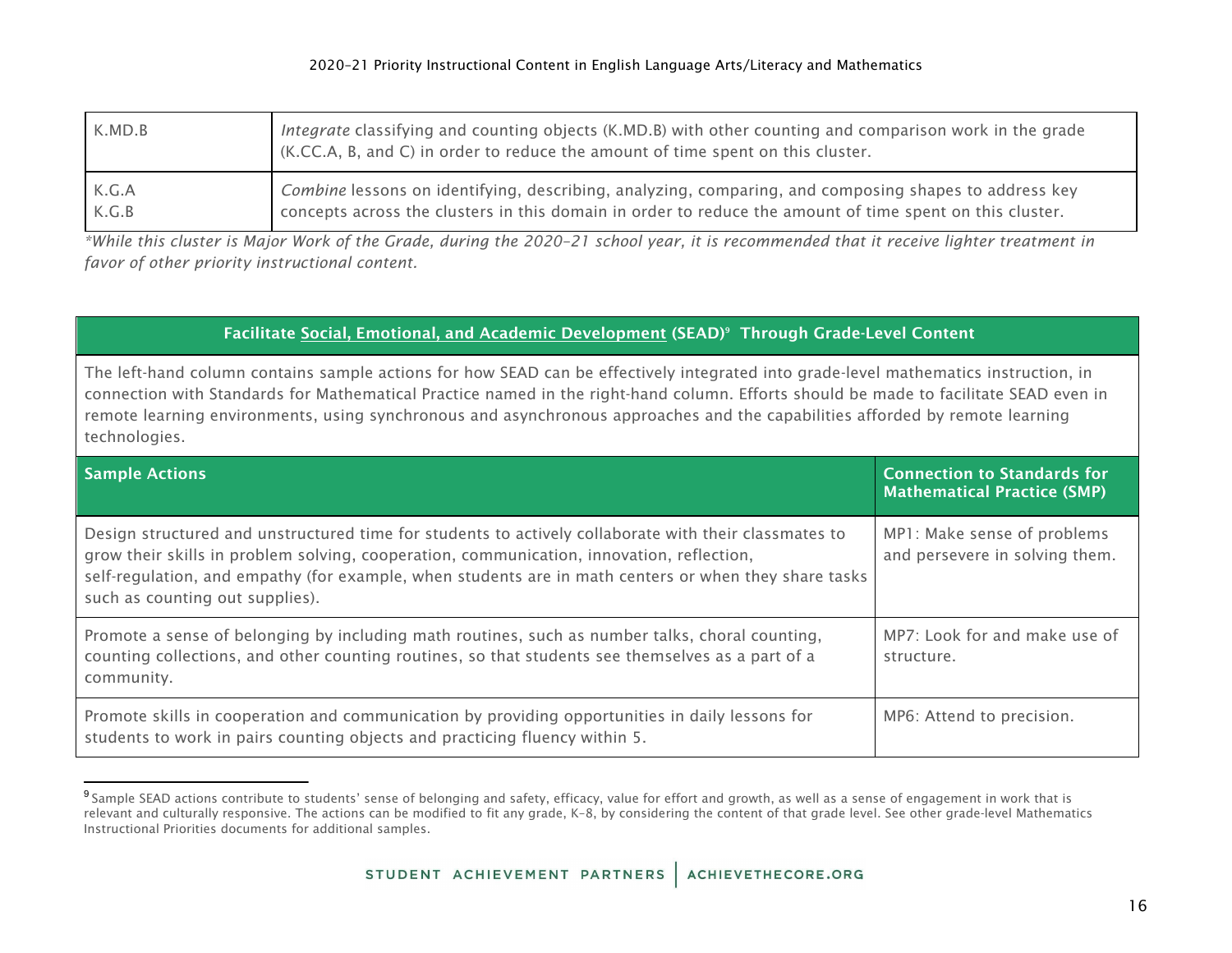| | |
|---|---|
| K.MD.B | *Integrate* classifying and counting objects (K.MD.B) with other counting and comparison work in the grade (K.CC.A, B, and C) in order to reduce the amount of time spent on this cluster. |
| K.G.A<br>K.G.B | *Combine* lessons on identifying, describing, analyzing, comparing, and composing shapes to address key concepts across the clusters in this domain in order to reduce the amount of time spent on this cluster. |

*\*While this cluster is Major Work of the Grade, during the 2020–21 school year, it is recommended that it receive lighter treatment in favor of other priority instructional content.*

## Facilitate Social, Emotional, and Academic Development (SEAD)[9] Through Grade-Level Content

The left-hand column contains sample actions for how SEAD can be effectively integrated into grade-level mathematics instruction, in connection with Standards for Mathematical Practice named in the right-hand column. Efforts should be made to facilitate SEAD even in remote learning environments, using synchronous and asynchronous approaches and the capabilities afforded by remote learning technologies.

| Sample Actions | Connection to Standards for Mathematical Practice (SMP) |
|---|---|
| Design structured and unstructured time for students to actively collaborate with their classmates to grow their skills in problem solving, cooperation, communication, innovation, reflection, self-regulation, and empathy (for example, when students are in math centers or when they share tasks such as counting out supplies). | MP1: Make sense of problems and persevere in solving them. |
| Promote a sense of belonging by including math routines, such as number talks, choral counting, counting collections, and other counting routines, so that students see themselves as a part of a community. | MP7: Look for and make use of structure. |
| Promote skills in cooperation and communication by providing opportunities in daily lessons for students to work in pairs counting objects and practicing fluency within 5. | MP6: Attend to precision. |

[9] Sample SEAD actions contribute to students' sense of belonging and safety, efficacy, value for effort and growth, as well as a sense of engagement in work that is relevant and culturally responsive. The actions can be modified to fit any grade, K–8, by considering the content of that grade level. See other grade-level Mathematics Instructional Priorities documents for additional samples.